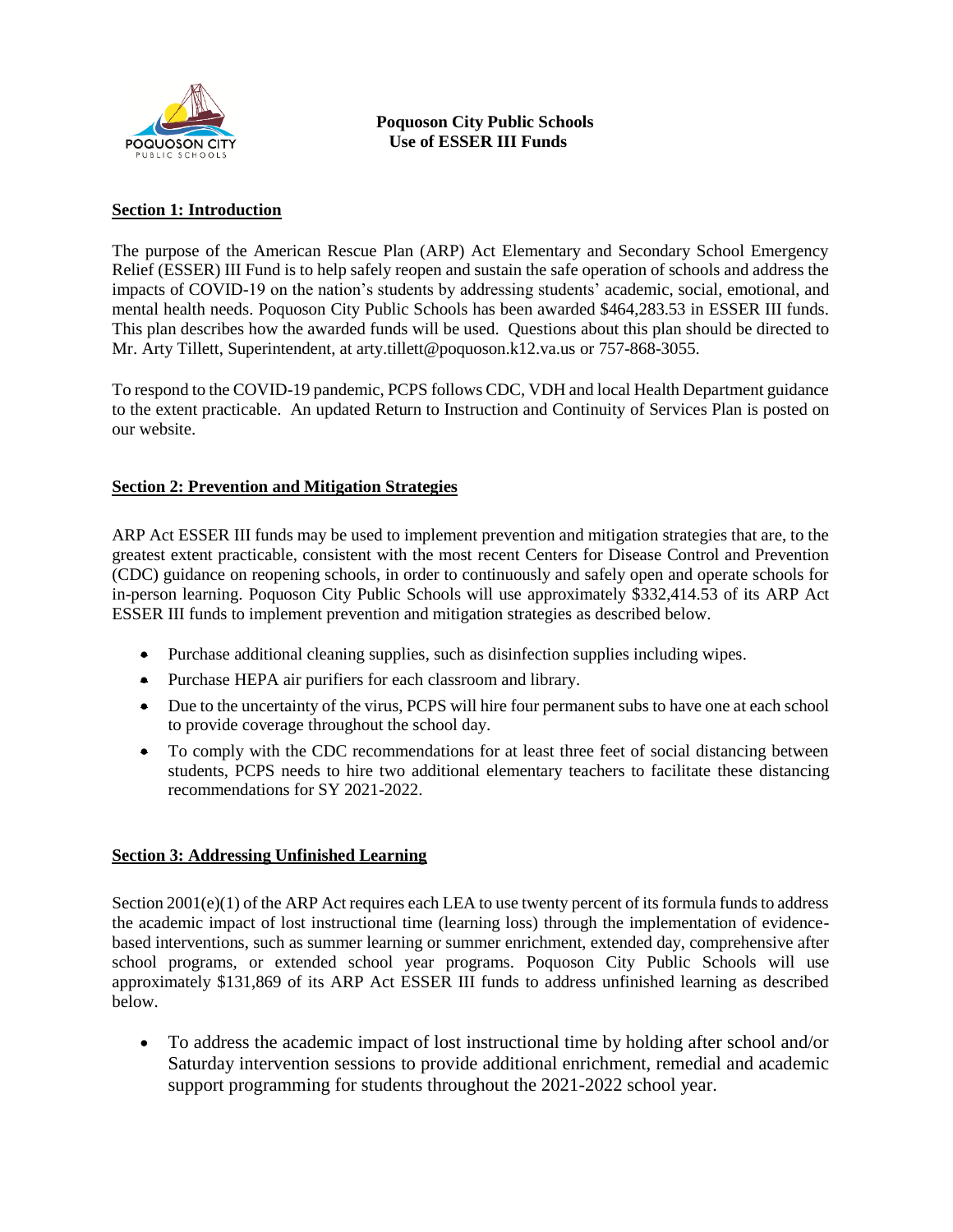# Poquoson City Public Schools
## Use of ESSER III Funds

**Section 1: Introduction**

The purpose of the American Rescue Plan (ARP) Act Elementary and Secondary School Emergency Relief (ESSER) III Fund is to help safely reopen and sustain the safe operation of schools and address the impacts of COVID-19 on the nation's students by addressing students' academic, social, emotional, and mental health needs. Poquoson City Public Schools has been awarded $464,283.53 in ESSER III funds. This plan describes how the awarded funds will be used. Questions about this plan should be directed to Mr. Arty Tillett, Superintendent, at arty.tillett@poquoson.k12.va.us or 757-868-3055.

To respond to the COVID-19 pandemic, PCPS follows CDC, VDH and local Health Department guidance to the extent practicable. An updated Return to Instruction and Continuity of Services Plan is posted on our website.

**Section 2: Prevention and Mitigation Strategies**

ARP Act ESSER III funds may be used to implement prevention and mitigation strategies that are, to the greatest extent practicable, consistent with the most recent Centers for Disease Control and Prevention (CDC) guidance on reopening schools, in order to continuously and safely open and operate schools for in-person learning. Poquoson City Public Schools will use approximately $332,414.53 of its ARP Act ESSER III funds to implement prevention and mitigation strategies as described below.

- Purchase additional cleaning supplies, such as disinfection supplies including wipes.
- Purchase HEPA air purifiers for each classroom and library.
- Due to the uncertainty of the virus, PCPS will hire four permanent subs to have one at each school to provide coverage throughout the school day.
- To comply with the CDC recommendations for at least three feet of social distancing between students, PCPS needs to hire two additional elementary teachers to facilitate these distancing recommendations for SY 2021-2022.

**Section 3: Addressing Unfinished Learning**

Section 2001(e)(1) of the ARP Act requires each LEA to use twenty percent of its formula funds to address the academic impact of lost instructional time (learning loss) through the implementation of evidence-based interventions, such as summer learning or summer enrichment, extended day, comprehensive after school programs, or extended school year programs. Poquoson City Public Schools will use approximately $131,869 of its ARP Act ESSER III funds to address unfinished learning as described below.

- To address the academic impact of lost instructional time by holding after school and/or Saturday intervention sessions to provide additional enrichment, remedial and academic support programming for students throughout the 2021-2022 school year.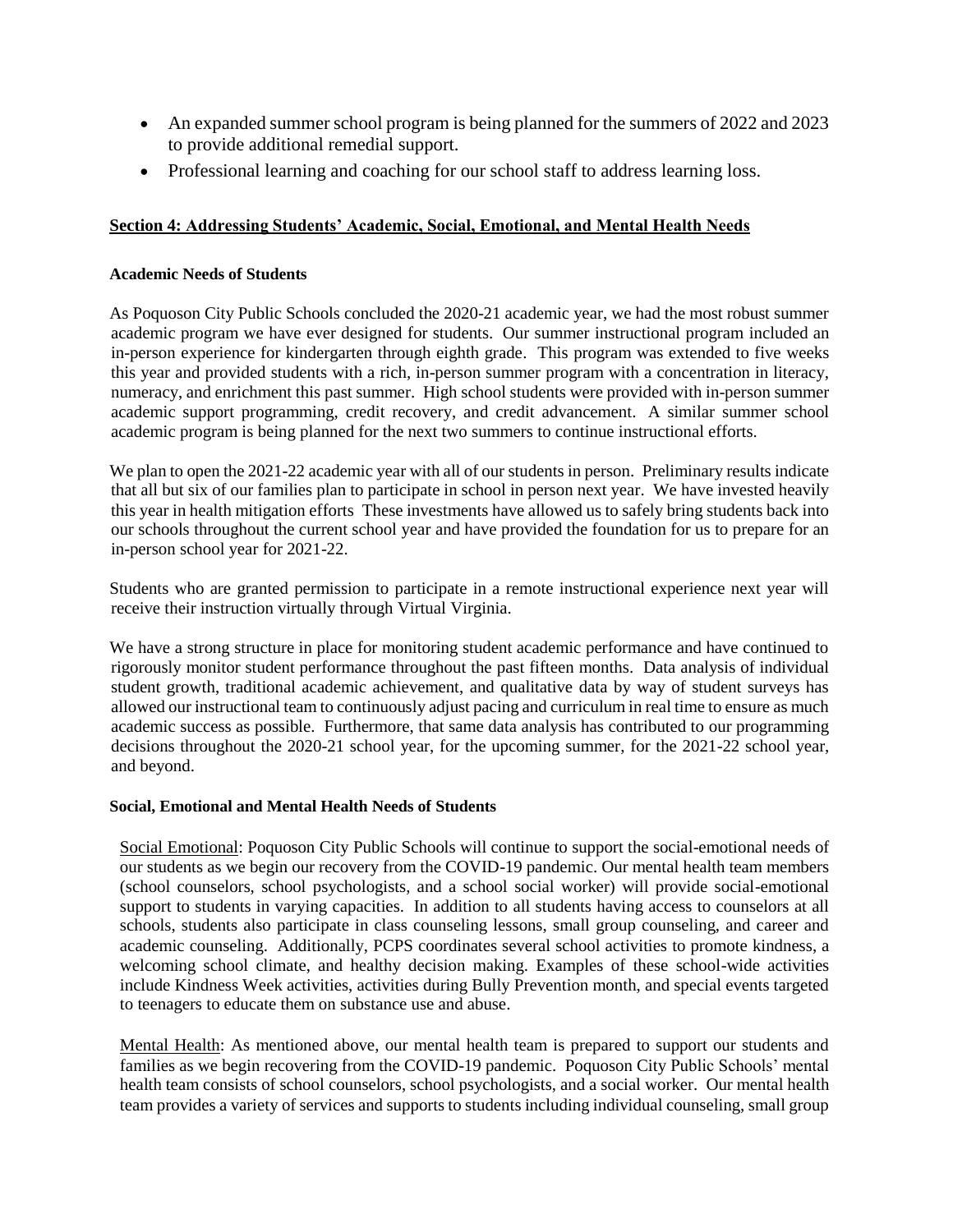- An expanded summer school program is being planned for the summers of 2022 and 2023 to provide additional remedial support.
- Professional learning and coaching for our school staff to address learning loss.

## Section 4: Addressing Students' Academic, Social, Emotional, and Mental Health Needs

### Academic Needs of Students

As Poquoson City Public Schools concluded the 2020-21 academic year, we had the most robust summer academic program we have ever designed for students. Our summer instructional program included an in-person experience for kindergarten through eighth grade. This program was extended to five weeks this year and provided students with a rich, in-person summer program with a concentration in literacy, numeracy, and enrichment this past summer. High school students were provided with in-person summer academic support programming, credit recovery, and credit advancement. A similar summer school academic program is being planned for the next two summers to continue instructional efforts.

We plan to open the 2021-22 academic year with all of our students in person. Preliminary results indicate that all but six of our families plan to participate in school in person next year. We have invested heavily this year in health mitigation efforts These investments have allowed us to safely bring students back into our schools throughout the current school year and have provided the foundation for us to prepare for an in-person school year for 2021-22.

Students who are granted permission to participate in a remote instructional experience next year will receive their instruction virtually through Virtual Virginia.

We have a strong structure in place for monitoring student academic performance and have continued to rigorously monitor student performance throughout the past fifteen months. Data analysis of individual student growth, traditional academic achievement, and qualitative data by way of student surveys has allowed our instructional team to continuously adjust pacing and curriculum in real time to ensure as much academic success as possible. Furthermore, that same data analysis has contributed to our programming decisions throughout the 2020-21 school year, for the upcoming summer, for the 2021-22 school year, and beyond.

### Social, Emotional and Mental Health Needs of Students

Social Emotional: Poquoson City Public Schools will continue to support the social-emotional needs of our students as we begin our recovery from the COVID-19 pandemic. Our mental health team members (school counselors, school psychologists, and a school social worker) will provide social-emotional support to students in varying capacities. In addition to all students having access to counselors at all schools, students also participate in class counseling lessons, small group counseling, and career and academic counseling. Additionally, PCPS coordinates several school activities to promote kindness, a welcoming school climate, and healthy decision making. Examples of these school-wide activities include Kindness Week activities, activities during Bully Prevention month, and special events targeted to teenagers to educate them on substance use and abuse.

Mental Health: As mentioned above, our mental health team is prepared to support our students and families as we begin recovering from the COVID-19 pandemic. Poquoson City Public Schools' mental health team consists of school counselors, school psychologists, and a social worker. Our mental health team provides a variety of services and supports to students including individual counseling, small group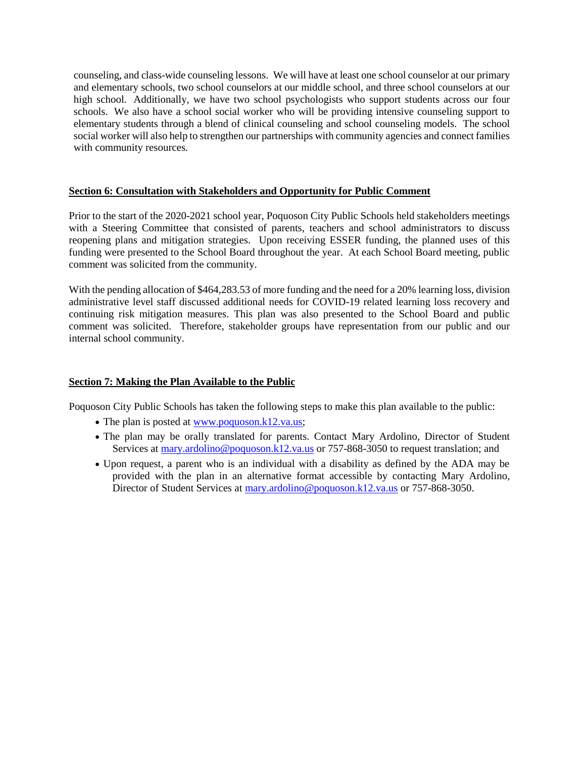counseling, and class-wide counseling lessons. We will have at least one school counselor at our primary and elementary schools, two school counselors at our middle school, and three school counselors at our high school. Additionally, we have two school psychologists who support students across our four schools. We also have a school social worker who will be providing intensive counseling support to elementary students through a blend of clinical counseling and school counseling models. The school social worker will also help to strengthen our partnerships with community agencies and connect families with community resources.

## Section 6: Consultation with Stakeholders and Opportunity for Public Comment

Prior to the start of the 2020-2021 school year, Poquoson City Public Schools held stakeholders meetings with a Steering Committee that consisted of parents, teachers and school administrators to discuss reopening plans and mitigation strategies. Upon receiving ESSER funding, the planned uses of this funding were presented to the School Board throughout the year. At each School Board meeting, public comment was solicited from the community.

With the pending allocation of $464,283.53 of more funding and the need for a 20% learning loss, division administrative level staff discussed additional needs for COVID-19 related learning loss recovery and continuing risk mitigation measures. This plan was also presented to the School Board and public comment was solicited. Therefore, stakeholder groups have representation from our public and our internal school community.

## Section 7: Making the Plan Available to the Public

Poquoson City Public Schools has taken the following steps to make this plan available to the public:

- The plan is posted at www.poquoson.k12.va.us;
- The plan may be orally translated for parents. Contact Mary Ardolino, Director of Student Services at mary.ardolino@poquoson.k12.va.us or 757-868-3050 to request translation; and
- Upon request, a parent who is an individual with a disability as defined by the ADA may be provided with the plan in an alternative format accessible by contacting Mary Ardolino, Director of Student Services at mary.ardolino@poquoson.k12.va.us or 757-868-3050.